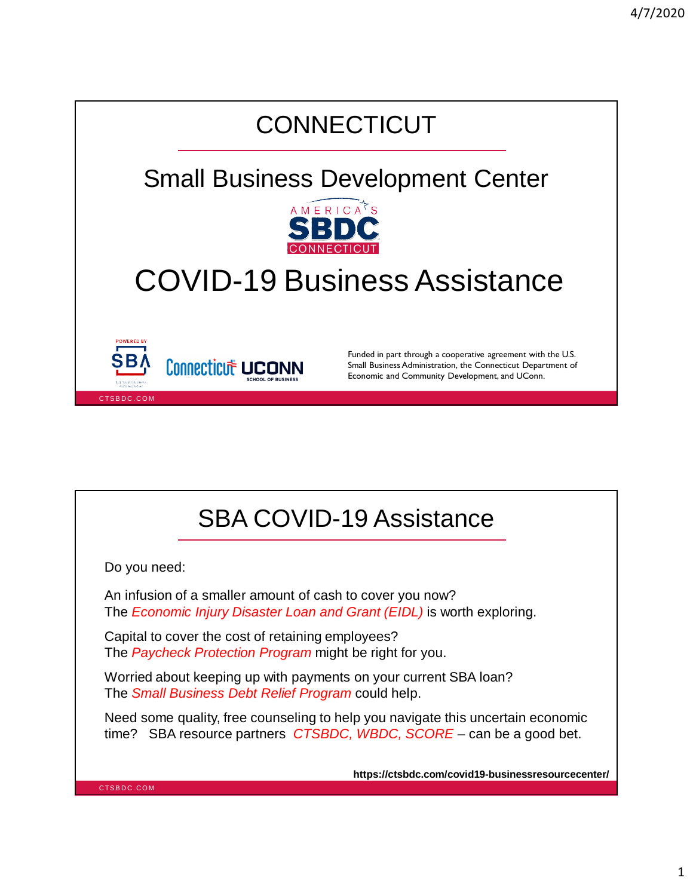# CONNECTICUT

## Small Business Development Center

AMERICA'S SBDC CONNECTICUT

# COVID-19 Business Assistance

POWERED BY SBA U.S. Small Business Administration

Connecticut UCONN SCHOOL OF BUSINESS

Funded in part through a cooperative agreement with the U.S. Small Business Administration, the Connecticut Department of Economic and Community Development, and UConn.

CTSBDC.COM

# SBA COVID-19 Assistance

Do you need:

An infusion of a smaller amount of cash to cover you now?
The *Economic Injury Disaster Loan and Grant (EIDL)* is worth exploring.

Capital to cover the cost of retaining employees?
The *Paycheck Protection Program* might be right for you.

Worried about keeping up with payments on your current SBA loan?
The *Small Business Debt Relief Program* could help.

Need some quality, free counseling to help you navigate this uncertain economic time? SBA resource partners *CTSBDC, WBDC, SCORE* – can be a good bet.

**https://ctsbdc.com/covid19-businessresourcecenter/**

CTSBDC.COM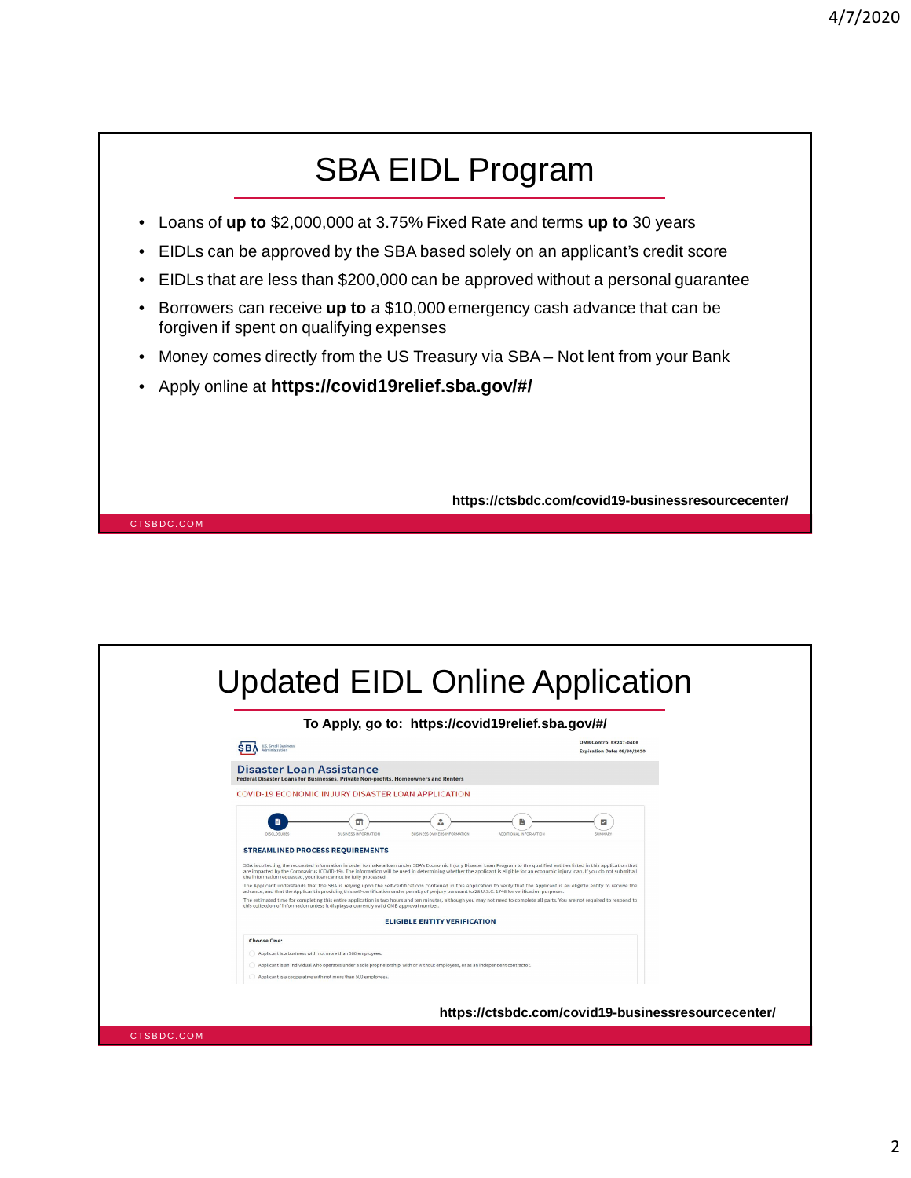# SBA EIDL Program

- Loans of **up to** $2,000,000 at 3.75% Fixed Rate and terms **up to** 30 years
- EIDLs can be approved by the SBA based solely on an applicant's credit score
- EIDLs that are less than $200,000 can be approved without a personal guarantee
- Borrowers can receive **up to** a $10,000 emergency cash advance that can be forgiven if spent on qualifying expenses
- Money comes directly from the US Treasury via SBA – Not lent from your Bank
- Apply online at **https://covid19relief.sba.gov/#/**

**https://ctsbdc.com/covid19-businessresourcecenter/**

CTSBDC.COM

# Updated EIDL Online Application

**To Apply, go to: https://covid19relief.sba.gov/#/**

SBA U.S. Small Business Administration

OMB Control #3245-0406
Expiration Date: 09/30/2020

## Disaster Loan Assistance

Federal Disaster Loans for Businesses, Private Non-profits, Homeowners and Renters

COVID-19 ECONOMIC INJURY DISASTER LOAN APPLICATION

DISCLOSURES — BUSINESS INFORMATION — BUSINESS OWNERS INFORMATION — ADDITIONAL INFORMATION — SUMMARY

### STREAMLINED PROCESS REQUIREMENTS

SBA is collecting the requested information in order to make a loan under SBA's Economic Injury Disaster Loan Program to the qualified entities listed in this application that are impacted by the Coronavirus (COVID-19). The information will be used in determining whether the applicant is eligible for an economic injury loan. If you do not submit all the information requested, your loan cannot be fully processed.

The Applicant understands that the SBA is relying upon the self-certifications contained in this application to verify that the Applicant is an eligible entity to receive the advance, and that the Applicant is providing this self-certification under penalty of perjury pursuant to 28 U.S.C. 1746 for verification purposes.

The estimated time for completing this entire application is two hours and ten minutes, although you may not need to complete all parts. You are not required to respond to this collection of information unless it displays a currently valid OMB approval number.

### ELIGIBLE ENTITY VERIFICATION

Choose One:

- Applicant is a business with not more than 500 employees.
- Applicant is an individual who operates under a sole proprietorship, with or without employees, or as an independent contractor.
- Applicant is a cooperative with not more than 500 employees.

**https://ctsbdc.com/covid19-businessresourcecenter/**

CTSBDC.COM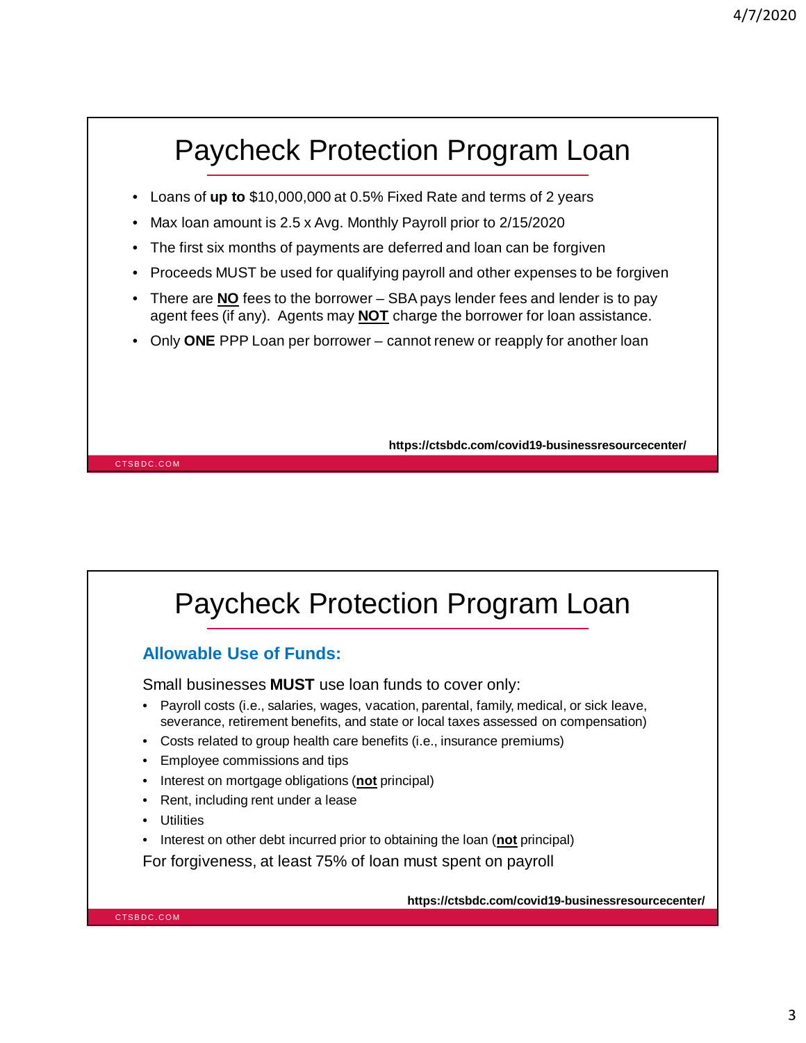# Paycheck Protection Program Loan

- Loans of **up to** $10,000,000 at 0.5% Fixed Rate and terms of 2 years
- Max loan amount is 2.5 x Avg. Monthly Payroll prior to 2/15/2020
- The first six months of payments are deferred and loan can be forgiven
- Proceeds MUST be used for qualifying payroll and other expenses to be forgiven
- There are **NO** fees to the borrower – SBA pays lender fees and lender is to pay agent fees (if any). Agents may **NOT** charge the borrower for loan assistance.
- Only **ONE** PPP Loan per borrower – cannot renew or reapply for another loan

**https://ctsbdc.com/covid19-businessresourcecenter/**

CTSBDC.COM

# Paycheck Protection Program Loan

### Allowable Use of Funds:

Small businesses **MUST** use loan funds to cover only:

- Payroll costs (i.e., salaries, wages, vacation, parental, family, medical, or sick leave, severance, retirement benefits, and state or local taxes assessed on compensation)
- Costs related to group health care benefits (i.e., insurance premiums)
- Employee commissions and tips
- Interest on mortgage obligations (**not** principal)
- Rent, including rent under a lease
- Utilities
- Interest on other debt incurred prior to obtaining the loan (**not** principal)

For forgiveness, at least 75% of loan must spent on payroll

**https://ctsbdc.com/covid19-businessresourcecenter/**

CTSBDC.COM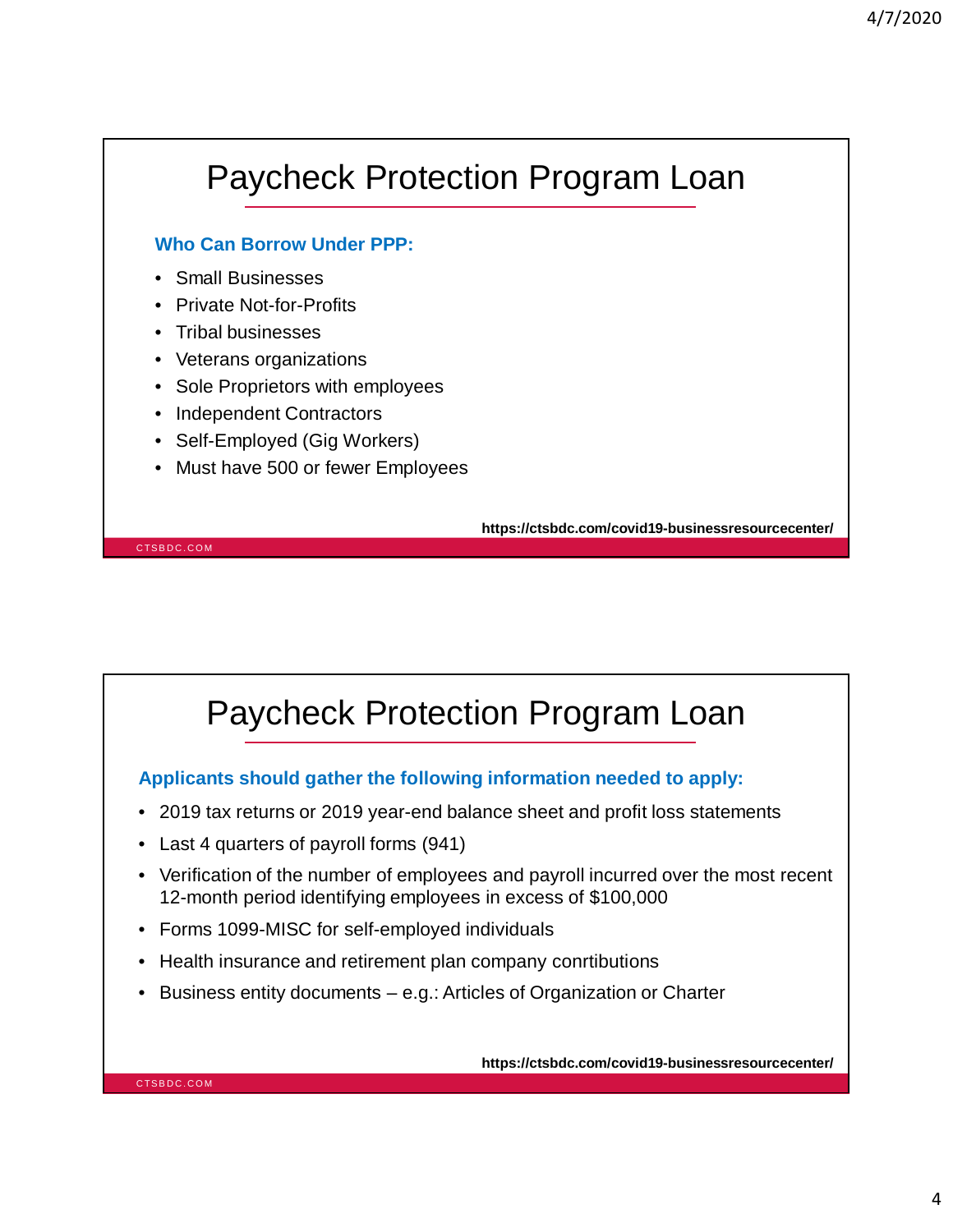# Paycheck Protection Program Loan

**Who Can Borrow Under PPP:**

- Small Businesses
- Private Not-for-Profits
- Tribal businesses
- Veterans organizations
- Sole Proprietors with employees
- Independent Contractors
- Self-Employed (Gig Workers)
- Must have 500 or fewer Employees

**https://ctsbdc.com/covid19-businessresourcecenter/**

CTSBDC.COM

# Paycheck Protection Program Loan

**Applicants should gather the following information needed to apply:**

- 2019 tax returns or 2019 year-end balance sheet and profit loss statements
- Last 4 quarters of payroll forms (941)
- Verification of the number of employees and payroll incurred over the most recent 12-month period identifying employees in excess of $100,000
- Forms 1099-MISC for self-employed individuals
- Health insurance and retirement plan company conrtibutions
- Business entity documents – e.g.: Articles of Organization or Charter

**https://ctsbdc.com/covid19-businessresourcecenter/**

CTSBDC.COM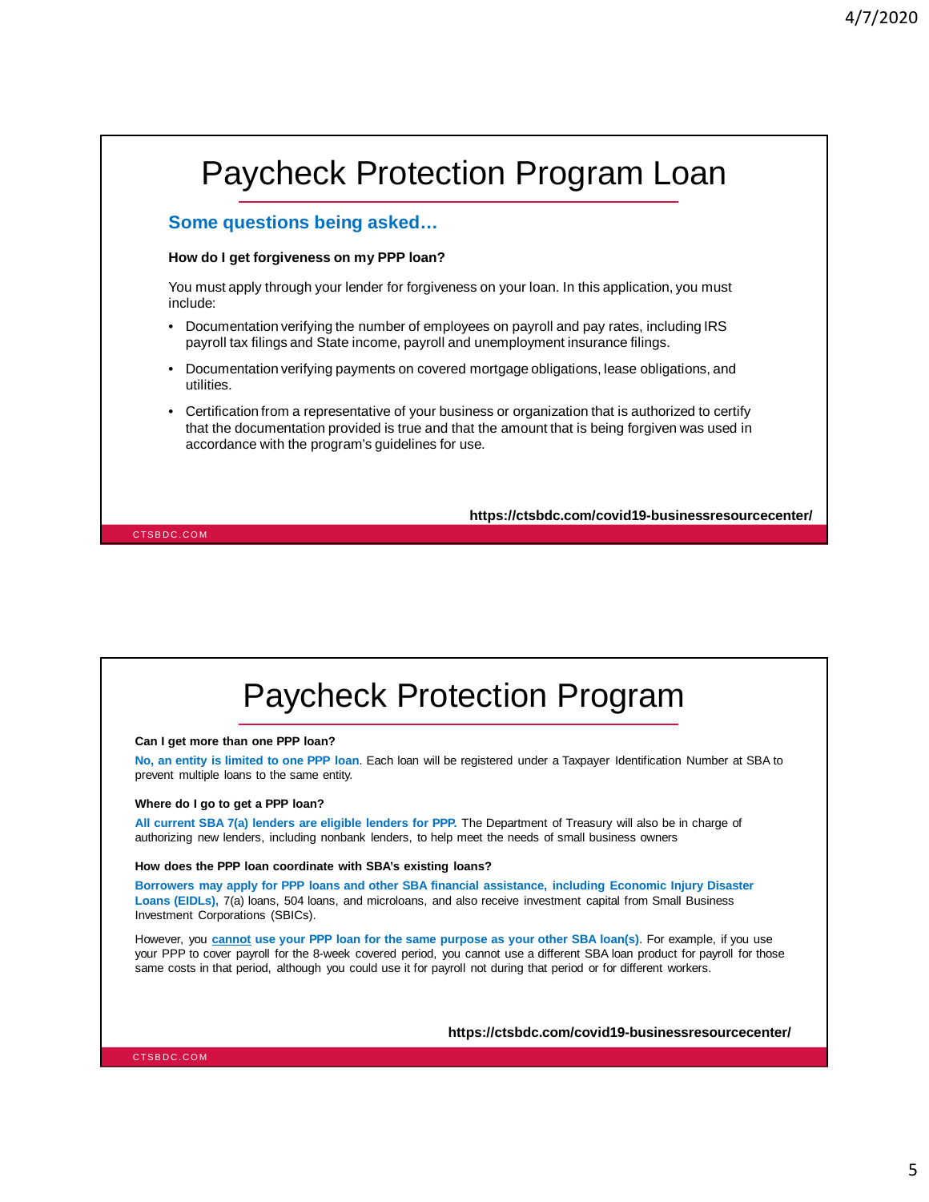# Paycheck Protection Program Loan

## Some questions being asked…

**How do I get forgiveness on my PPP loan?**

You must apply through your lender for forgiveness on your loan. In this application, you must include:

- Documentation verifying the number of employees on payroll and pay rates, including IRS payroll tax filings and State income, payroll and unemployment insurance filings.
- Documentation verifying payments on covered mortgage obligations, lease obligations, and utilities.
- Certification from a representative of your business or organization that is authorized to certify that the documentation provided is true and that the amount that is being forgiven was used in accordance with the program's guidelines for use.

**https://ctsbdc.com/covid19-businessresourcecenter/**

# Paycheck Protection Program

**Can I get more than one PPP loan?**

**No, an entity is limited to one PPP loan**. Each loan will be registered under a Taxpayer Identification Number at SBA to prevent multiple loans to the same entity.

**Where do I go to get a PPP loan?**

**All current SBA 7(a) lenders are eligible lenders for PPP.** The Department of Treasury will also be in charge of authorizing new lenders, including nonbank lenders, to help meet the needs of small business owners

**How does the PPP loan coordinate with SBA's existing loans?**

**Borrowers may apply for PPP loans and other SBA financial assistance, including Economic Injury Disaster Loans (EIDLs),** 7(a) loans, 504 loans, and microloans, and also receive investment capital from Small Business Investment Corporations (SBICs).

However, you **cannot use your PPP loan for the same purpose as your other SBA loan(s)**. For example, if you use your PPP to cover payroll for the 8-week covered period, you cannot use a different SBA loan product for payroll for those same costs in that period, although you could use it for payroll not during that period or for different workers.

**https://ctsbdc.com/covid19-businessresourcecenter/**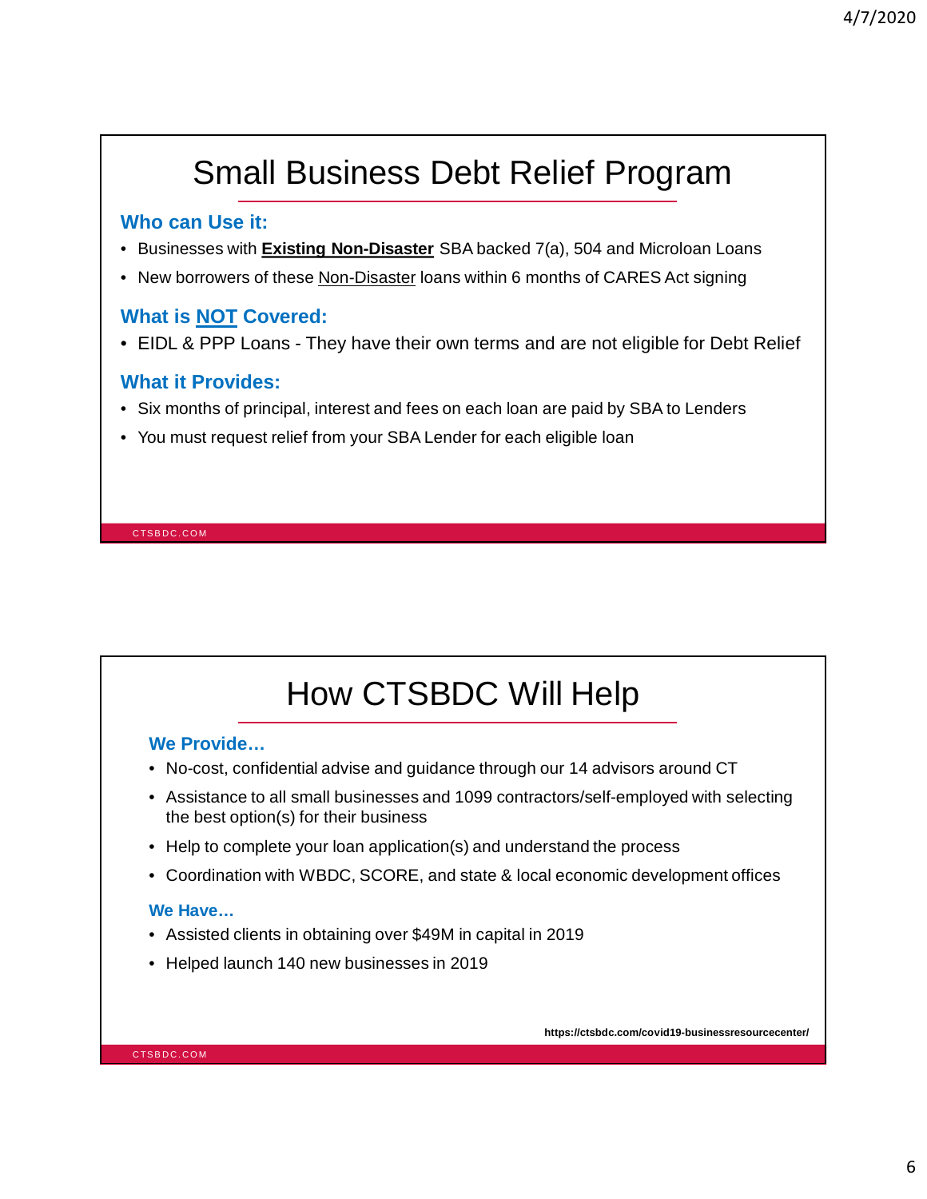# Small Business Debt Relief Program

### Who can Use it:

- Businesses with **Existing Non-Disaster** SBA backed 7(a), 504 and Microloan Loans
- New borrowers of these Non-Disaster loans within 6 months of CARES Act signing

### What is NOT Covered:

- EIDL & PPP Loans - They have their own terms and are not eligible for Debt Relief

### What it Provides:

- Six months of principal, interest and fees on each loan are paid by SBA to Lenders
- You must request relief from your SBA Lender for each eligible loan

# How CTSBDC Will Help

### We Provide…

- No-cost, confidential advise and guidance through our 14 advisors around CT
- Assistance to all small businesses and 1099 contractors/self-employed with selecting the best option(s) for their business
- Help to complete your loan application(s) and understand the process
- Coordination with WBDC, SCORE, and state & local economic development offices

### We Have…

- Assisted clients in obtaining over $49M in capital in 2019
- Helped launch 140 new businesses in 2019

**https://ctsbdc.com/covid19-businessresourcecenter/**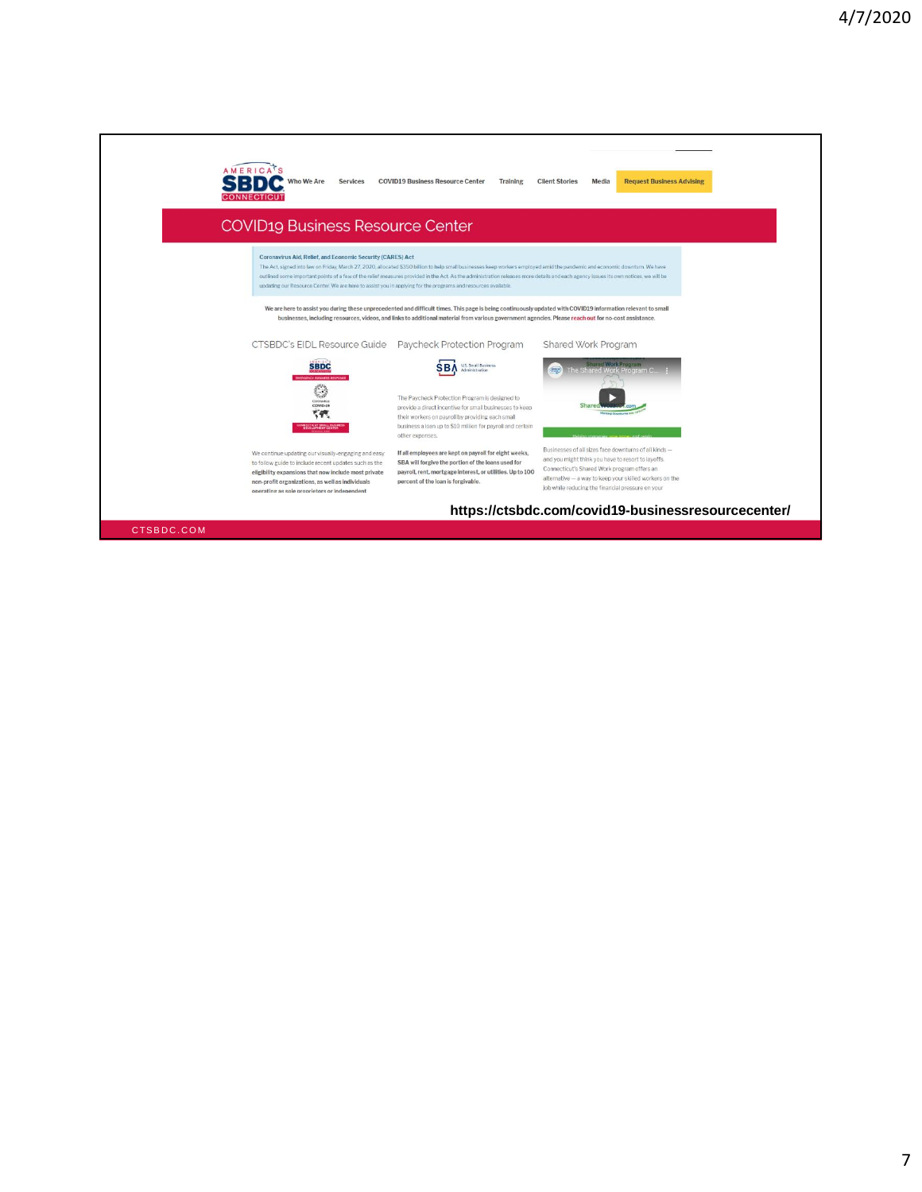# COVID19 Business Resource Center

Who We Are | Services | COVID19 Business Resource Center | Training | Client Stories | Media | Request Business Advising

**Coronavirus Aid, Relief, and Economic Security (CARES) Act**

The Act, signed into law on Friday, March 27, 2020, allocated $350 billion to help small businesses keep workers employed amid the pandemic and economic downturn. We have outlined some important points of a few of the relief measures provided in the Act. As the administration releases more details and each agency issues its own notices, we will be updating our Resource Center. We are here to assist you in applying for the programs and resources available.

**We are here to assist you during these unprecedented and difficult times. This page is being continuously updated with COVID19 information relevant to small businesses, including resources, videos, and links to additional material from various government agencies. Please reach out for no-cost assistance.**

## CTSBDC's EIDL Resource Guide

We continue updating our visually-engaging and easy to follow guide to include recent updates such as the **eligibility expansions that now include most private non-profit organizations, as well as individuals operating as sole proprietors or independent**

## Paycheck Protection Program

The Paycheck Protection Program is designed to provide a direct incentive for small businesses to keep their workers on payroll by providing each small business a loan up to $10 million for payroll and certain other expenses.

**If all employees are kept on payroll for eight weeks, SBA will forgive the portion of the loans used for payroll, rent, mortgage interest, or utilities. Up to 100 percent of the loan is forgivable.**

## Shared Work Program

Businesses of all sizes face downturns of all kinds — and you might think you have to resort to layoffs. Connecticut's Shared Work program offers an alternative — a way to keep your skilled workers on the job while reducing the financial pressure on your

**https://ctsbdc.com/covid19-businessresourcecenter/**

CTSBDC.COM